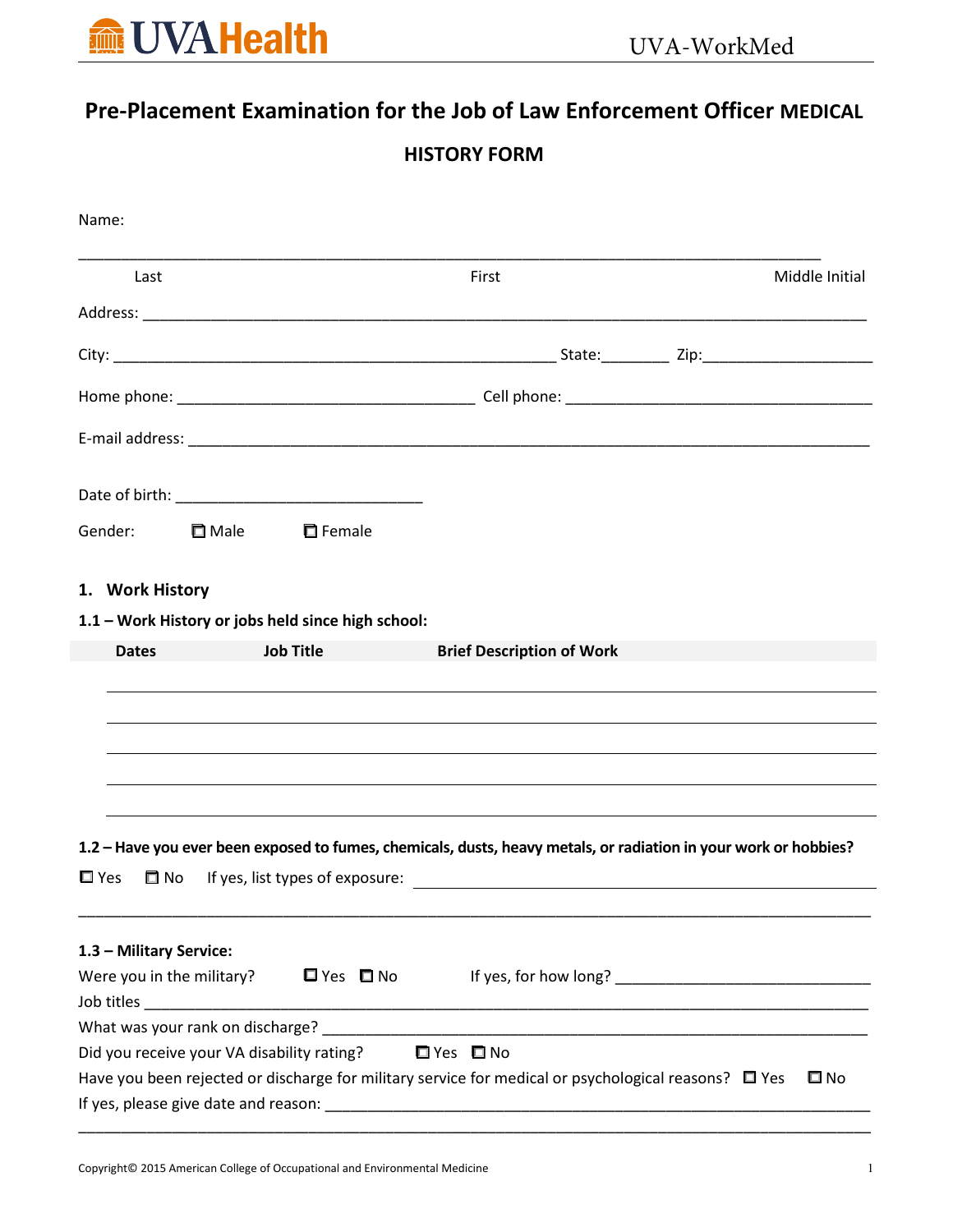UVAHealth UVA-WorkMed

# Pre-Placement Examination for the Job of Law Enforcement Officer MEDICAL HISTORY FORM

Name:

_______________________________________________________________________________

Last First Middle Initial

Address: _______________________________________________________________________

City: ______________________________________________ State:_______ Zip:_________________

Home phone: ______________________________ Cell phone: _______________________________

E-mail address: ___________________________________________________________________

Date of birth: _________________________

Gender: ☐ Male ☐ Female

## 1. Work History

### 1.1 – Work History or jobs held since high school:

| Dates | Job Title | Brief Description of Work |
|---|---|---|
| | | |
| | | |
| | | |
| | | |
| | | |

### 1.2 – Have you ever been exposed to fumes, chemicals, dusts, heavy metals, or radiation in your work or hobbies?

☐ Yes ☐ No If yes, list types of exposure: ___________________________________________

_______________________________________________________________________________

### 1.3 – Military Service:

Were you in the military? ☐ Yes ☐ No If yes, for how long? __________________________

Job titles ______________________________________________________________________

What was your rank on discharge? __________________________________________________

Did you receive your VA disability rating? ☐ Yes ☐ No

Have you been rejected or discharge for military service for medical or psychological reasons? ☐ Yes ☐ No

If yes, please give date and reason: _________________________________________________

_______________________________________________________________________________

Copyright© 2015 American College of Occupational and Environmental Medicine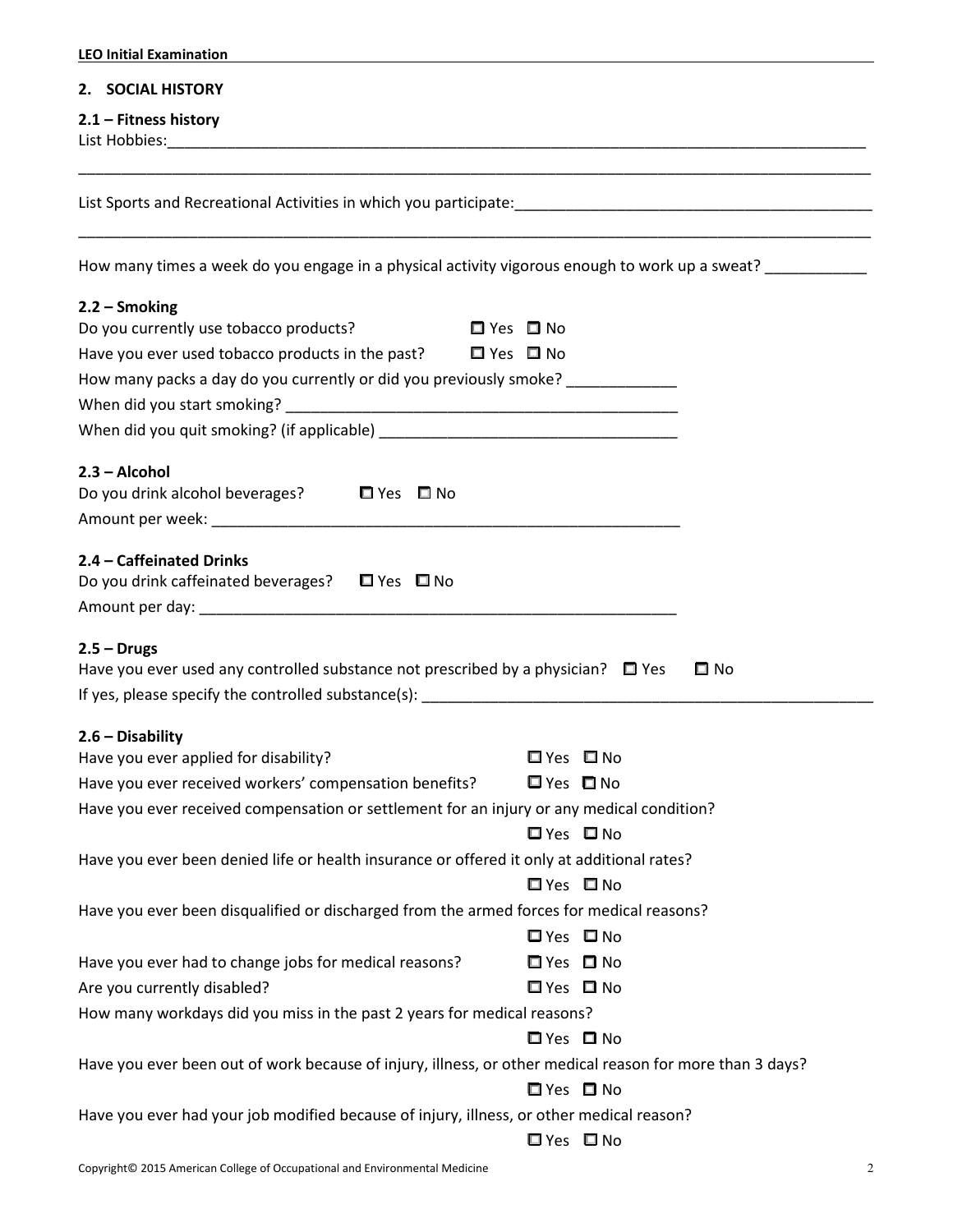## 2. SOCIAL HISTORY

### 2.1 – Fitness history

List Hobbies:\_\_\_\_\_\_\_\_\_\_\_\_\_\_\_\_\_\_\_\_\_\_\_\_\_\_\_\_\_\_\_\_\_\_\_\_\_\_\_\_\_\_\_\_\_\_\_\_\_\_\_\_\_\_\_\_\_\_\_\_\_\_\_\_\_\_\_\_\_\_\_\_\_\_\_\_\_\_

\_\_\_\_\_\_\_\_\_\_\_\_\_\_\_\_\_\_\_\_\_\_\_\_\_\_\_\_\_\_\_\_\_\_\_\_\_\_\_\_\_\_\_\_\_\_\_\_\_\_\_\_\_\_\_\_\_\_\_\_\_\_\_\_\_\_\_\_\_\_\_\_\_\_\_\_\_\_\_\_\_\_\_\_\_\_

List Sports and Recreational Activities in which you participate:\_\_\_\_\_\_\_\_\_\_\_\_\_\_\_\_\_\_\_\_\_\_\_\_\_\_\_\_\_\_\_\_\_\_\_\_\_\_\_\_

\_\_\_\_\_\_\_\_\_\_\_\_\_\_\_\_\_\_\_\_\_\_\_\_\_\_\_\_\_\_\_\_\_\_\_\_\_\_\_\_\_\_\_\_\_\_\_\_\_\_\_\_\_\_\_\_\_\_\_\_\_\_\_\_\_\_\_\_\_\_\_\_\_\_\_\_\_\_\_\_\_\_\_\_\_\_

How many times a week do you engage in a physical activity vigorous enough to work up a sweat? \_\_\_\_\_\_\_\_\_\_\_\_

### 2.2 – Smoking

Do you currently use tobacco products? ☐ Yes ☐ No

Have you ever used tobacco products in the past? ☐ Yes ☐ No

How many packs a day do you currently or did you previously smoke? \_\_\_\_\_\_\_\_\_\_\_\_\_

When did you start smoking? \_\_\_\_\_\_\_\_\_\_\_\_\_\_\_\_\_\_\_\_\_\_\_\_\_\_\_\_\_\_\_\_\_\_\_\_\_\_\_\_\_\_\_\_\_\_

When did you quit smoking? (if applicable) \_\_\_\_\_\_\_\_\_\_\_\_\_\_\_\_\_\_\_\_\_\_\_\_\_\_\_\_\_\_\_\_\_\_\_

### 2.3 – Alcohol

Do you drink alcohol beverages? ☐ Yes ☐ No

Amount per week: \_\_\_\_\_\_\_\_\_\_\_\_\_\_\_\_\_\_\_\_\_\_\_\_\_\_\_\_\_\_\_\_\_\_\_\_\_\_\_\_\_\_\_\_\_\_\_\_\_\_\_\_\_\_\_\_

### 2.4 – Caffeinated Drinks

Do you drink caffeinated beverages? ☐ Yes ☐ No

Amount per day: \_\_\_\_\_\_\_\_\_\_\_\_\_\_\_\_\_\_\_\_\_\_\_\_\_\_\_\_\_\_\_\_\_\_\_\_\_\_\_\_\_\_\_\_\_\_\_\_\_\_\_\_\_\_\_\_\_

### 2.5 – Drugs

Have you ever used any controlled substance not prescribed by a physician? ☐ Yes ☐ No

If yes, please specify the controlled substance(s): \_\_\_\_\_\_\_\_\_\_\_\_\_\_\_\_\_\_\_\_\_\_\_\_\_\_\_\_\_\_\_\_\_\_\_\_\_\_\_\_\_\_\_\_\_\_\_\_\_\_\_\_\_\_\_

### 2.6 – Disability

Have you ever applied for disability? ☐ Yes ☐ No

Have you ever received workers' compensation benefits? ☐ Yes ☐ No

Have you ever received compensation or settlement for an injury or any medical condition?
☐ Yes ☐ No

Have you ever been denied life or health insurance or offered it only at additional rates?
☐ Yes ☐ No

Have you ever been disqualified or discharged from the armed forces for medical reasons?
☐ Yes ☐ No

Have you ever had to change jobs for medical reasons? ☐ Yes ☐ No

Are you currently disabled? ☐ Yes ☐ No

How many workdays did you miss in the past 2 years for medical reasons?
☐ Yes ☐ No

Have you ever been out of work because of injury, illness, or other medical reason for more than 3 days?
☐ Yes ☐ No

Have you ever had your job modified because of injury, illness, or other medical reason?
☐ Yes ☐ No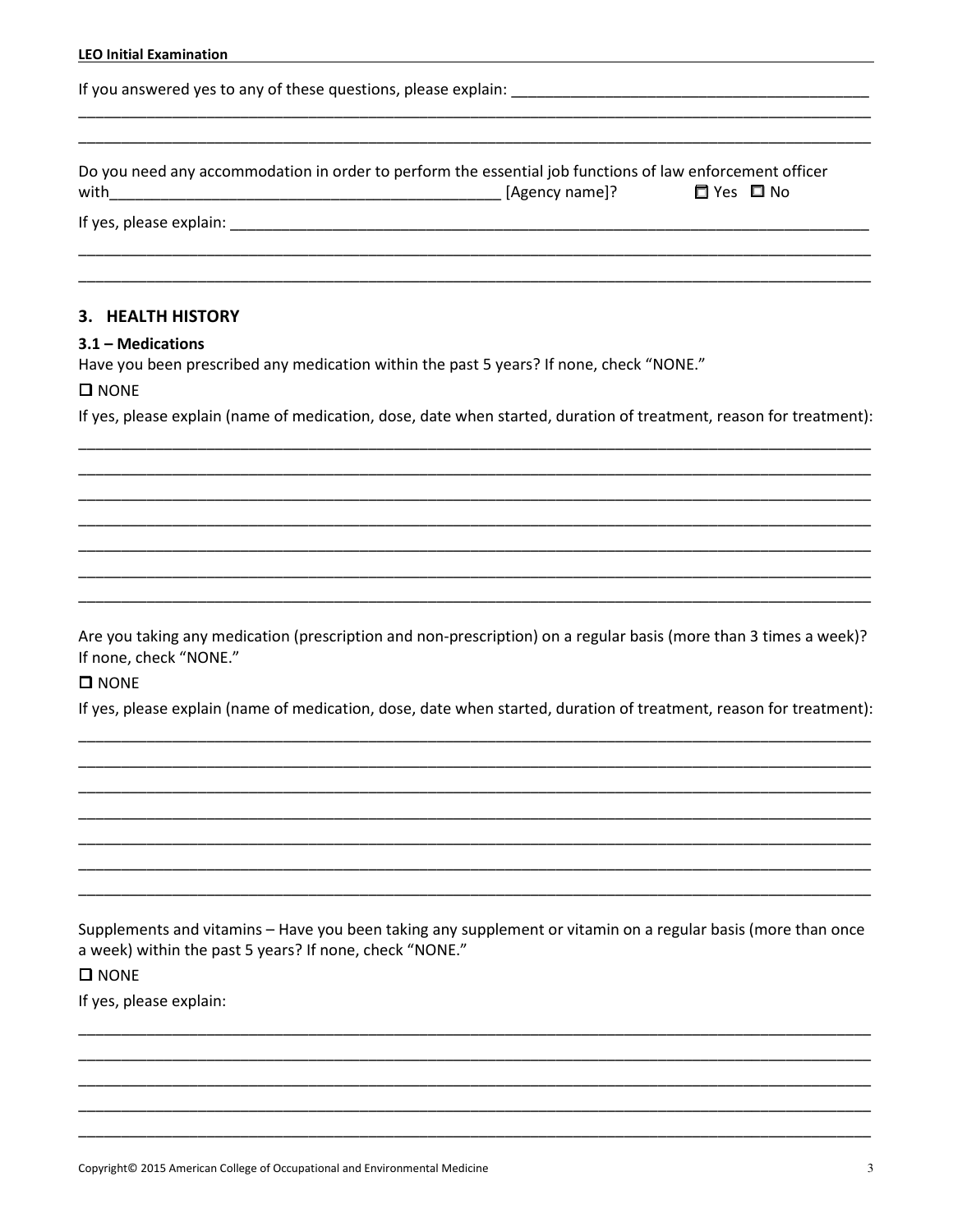If you answered yes to any of these questions, please explain: ___________________________________________

___________________________________________________________________________________________________

___________________________________________________________________________________________________

Do you need any accommodation in order to perform the essential job functions of law enforcement officer with_______________________________________________ [Agency name]? ☐ Yes ☐ No

If yes, please explain: _____________________________________________________________________________

___________________________________________________________________________________________________

___________________________________________________________________________________________________

## 3. HEALTH HISTORY

### 3.1 – Medications

Have you been prescribed any medication within the past 5 years? If none, check "NONE."

☐ NONE

If yes, please explain (name of medication, dose, date when started, duration of treatment, reason for treatment):

___________________________________________________________________________________________________

___________________________________________________________________________________________________

___________________________________________________________________________________________________

___________________________________________________________________________________________________

___________________________________________________________________________________________________

___________________________________________________________________________________________________

___________________________________________________________________________________________________

Are you taking any medication (prescription and non-prescription) on a regular basis (more than 3 times a week)? If none, check "NONE."

☐ NONE

If yes, please explain (name of medication, dose, date when started, duration of treatment, reason for treatment):

___________________________________________________________________________________________________

___________________________________________________________________________________________________

___________________________________________________________________________________________________

___________________________________________________________________________________________________

___________________________________________________________________________________________________

___________________________________________________________________________________________________

___________________________________________________________________________________________________

Supplements and vitamins – Have you been taking any supplement or vitamin on a regular basis (more than once a week) within the past 5 years? If none, check "NONE."

☐ NONE

If yes, please explain:

___________________________________________________________________________________________________

___________________________________________________________________________________________________

___________________________________________________________________________________________________

___________________________________________________________________________________________________

___________________________________________________________________________________________________

Copyright© 2015 American College of Occupational and Environmental Medicine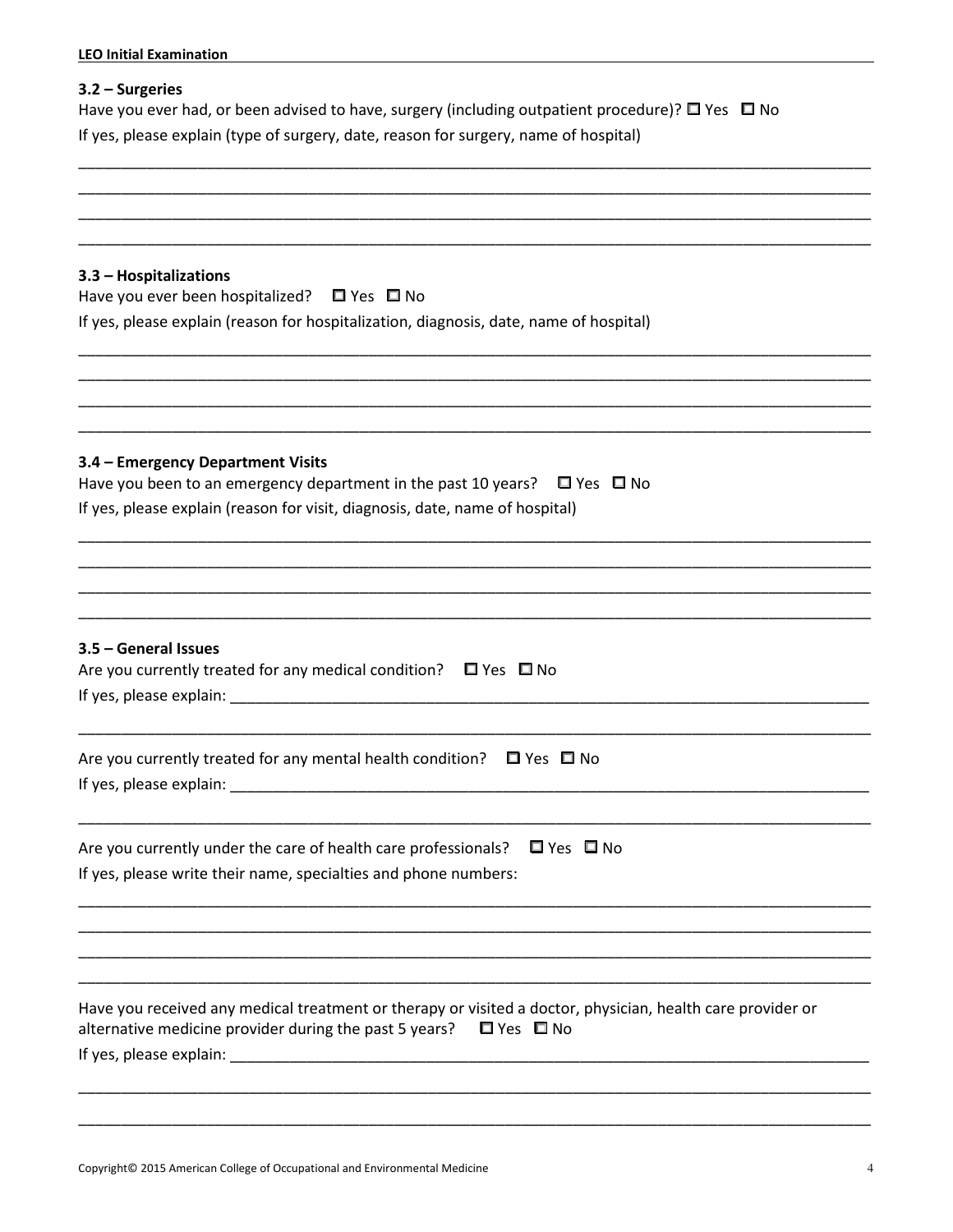### 3.2 – Surgeries

Have you ever had, or been advised to have, surgery (including outpatient procedure)? ☐ Yes ☐ No

If yes, please explain (type of surgery, date, reason for surgery, name of hospital)

_____________________________________________________________________________________________
_____________________________________________________________________________________________
_____________________________________________________________________________________________
_____________________________________________________________________________________________

### 3.3 – Hospitalizations

Have you ever been hospitalized? ☐ Yes ☐ No

If yes, please explain (reason for hospitalization, diagnosis, date, name of hospital)

_____________________________________________________________________________________________
_____________________________________________________________________________________________
_____________________________________________________________________________________________
_____________________________________________________________________________________________

### 3.4 – Emergency Department Visits

Have you been to an emergency department in the past 10 years? ☐ Yes ☐ No

If yes, please explain (reason for visit, diagnosis, date, name of hospital)

_____________________________________________________________________________________________
_____________________________________________________________________________________________
_____________________________________________________________________________________________
_____________________________________________________________________________________________

### 3.5 – General Issues

Are you currently treated for any medical condition? ☐ Yes ☐ No

If yes, please explain: _______________________________________________________________________

_____________________________________________________________________________________________

Are you currently treated for any mental health condition? ☐ Yes ☐ No

If yes, please explain: _______________________________________________________________________

_____________________________________________________________________________________________

Are you currently under the care of health care professionals? ☐ Yes ☐ No

If yes, please write their name, specialties and phone numbers:

_____________________________________________________________________________________________
_____________________________________________________________________________________________
_____________________________________________________________________________________________
_____________________________________________________________________________________________

Have you received any medical treatment or therapy or visited a doctor, physician, health care provider or alternative medicine provider during the past 5 years? ☐ Yes ☐ No

If yes, please explain: _______________________________________________________________________

_____________________________________________________________________________________________

_____________________________________________________________________________________________

Copyright© 2015 American College of Occupational and Environmental Medicine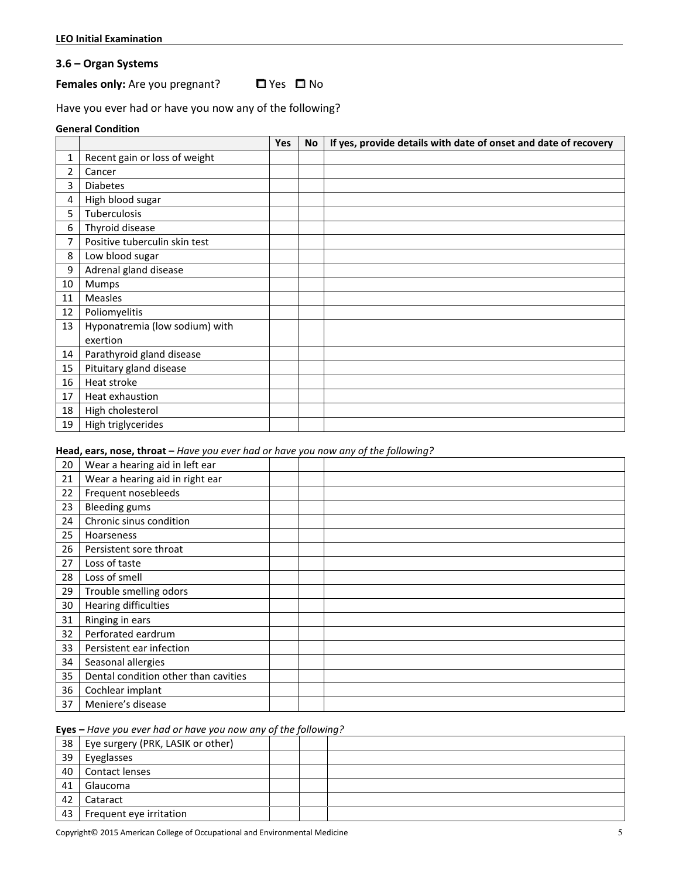### 3.6 – Organ Systems

**Females only:** Are you pregnant? ☐ Yes ☐ No

Have you ever had or have you now any of the following?

**General Condition**

| | | Yes | No | If yes, provide details with date of onset and date of recovery |
|---|---|---|---|---|
| 1 | Recent gain or loss of weight | | | |
| 2 | Cancer | | | |
| 3 | Diabetes | | | |
| 4 | High blood sugar | | | |
| 5 | Tuberculosis | | | |
| 6 | Thyroid disease | | | |
| 7 | Positive tuberculin skin test | | | |
| 8 | Low blood sugar | | | |
| 9 | Adrenal gland disease | | | |
| 10 | Mumps | | | |
| 11 | Measles | | | |
| 12 | Poliomyelitis | | | |
| 13 | Hyponatremia (low sodium) with exertion | | | |
| 14 | Parathyroid gland disease | | | |
| 15 | Pituitary gland disease | | | |
| 16 | Heat stroke | | | |
| 17 | Heat exhaustion | | | |
| 18 | High cholesterol | | | |
| 19 | High triglycerides | | | |

**Head, ears, nose, throat –** *Have you ever had or have you now any of the following?*

| | | | | |
|---|---|---|---|---|
| 20 | Wear a hearing aid in left ear | | | |
| 21 | Wear a hearing aid in right ear | | | |
| 22 | Frequent nosebleeds | | | |
| 23 | Bleeding gums | | | |
| 24 | Chronic sinus condition | | | |
| 25 | Hoarseness | | | |
| 26 | Persistent sore throat | | | |
| 27 | Loss of taste | | | |
| 28 | Loss of smell | | | |
| 29 | Trouble smelling odors | | | |
| 30 | Hearing difficulties | | | |
| 31 | Ringing in ears | | | |
| 32 | Perforated eardrum | | | |
| 33 | Persistent ear infection | | | |
| 34 | Seasonal allergies | | | |
| 35 | Dental condition other than cavities | | | |
| 36 | Cochlear implant | | | |
| 37 | Meniere's disease | | | |

**Eyes –** *Have you ever had or have you now any of the following?*

| | | | | |
|---|---|---|---|---|
| 38 | Eye surgery (PRK, LASIK or other) | | | |
| 39 | Eyeglasses | | | |
| 40 | Contact lenses | | | |
| 41 | Glaucoma | | | |
| 42 | Cataract | | | |
| 43 | Frequent eye irritation | | | |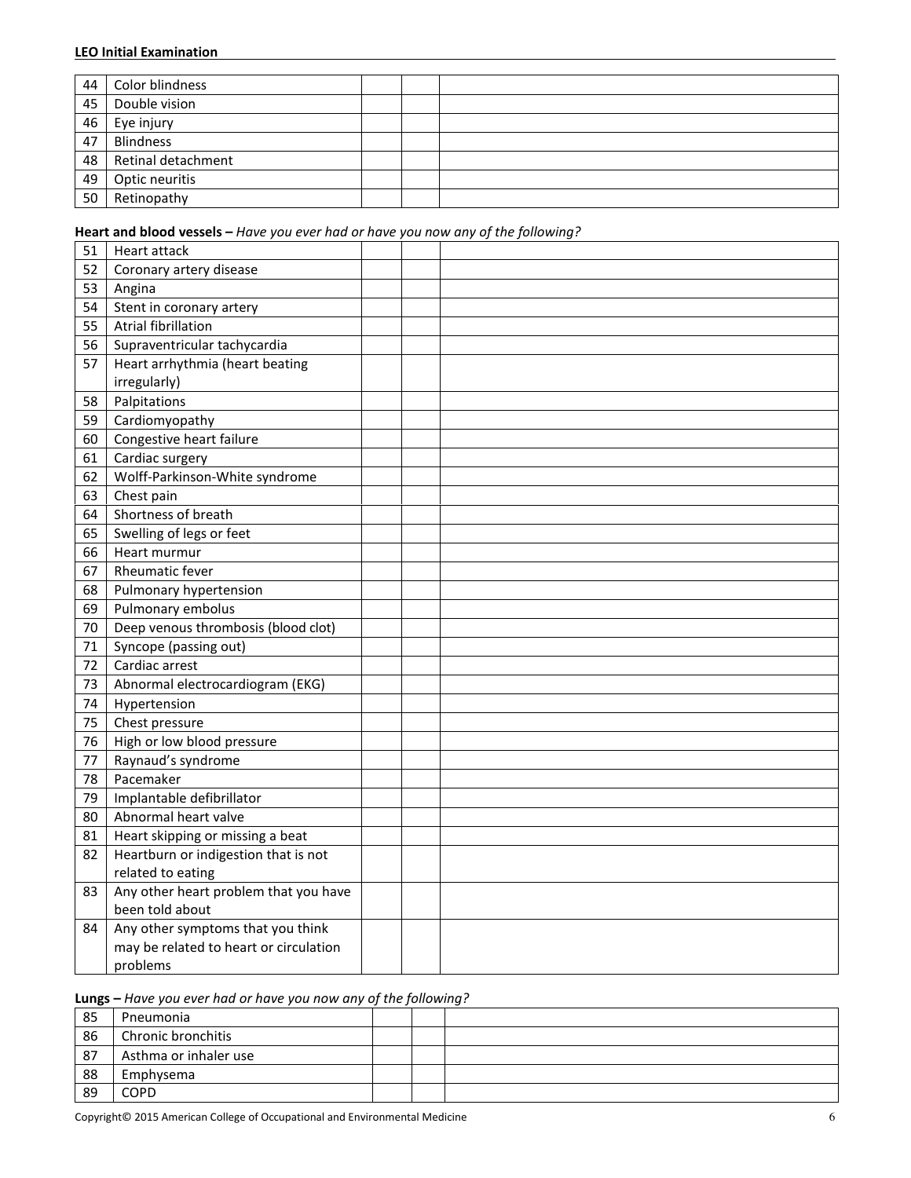| | | | | |
|---|---|---|---|---|
| 44 | Color blindness | | | |
| 45 | Double vision | | | |
| 46 | Eye injury | | | |
| 47 | Blindness | | | |
| 48 | Retinal detachment | | | |
| 49 | Optic neuritis | | | |
| 50 | Retinopathy | | | |

**Heart and blood vessels –** *Have you ever had or have you now any of the following?*

| | | | | |
|---|---|---|---|---|
| 51 | Heart attack | | | |
| 52 | Coronary artery disease | | | |
| 53 | Angina | | | |
| 54 | Stent in coronary artery | | | |
| 55 | Atrial fibrillation | | | |
| 56 | Supraventricular tachycardia | | | |
| 57 | Heart arrhythmia (heart beating irregularly) | | | |
| 58 | Palpitations | | | |
| 59 | Cardiomyopathy | | | |
| 60 | Congestive heart failure | | | |
| 61 | Cardiac surgery | | | |
| 62 | Wolff-Parkinson-White syndrome | | | |
| 63 | Chest pain | | | |
| 64 | Shortness of breath | | | |
| 65 | Swelling of legs or feet | | | |
| 66 | Heart murmur | | | |
| 67 | Rheumatic fever | | | |
| 68 | Pulmonary hypertension | | | |
| 69 | Pulmonary embolus | | | |
| 70 | Deep venous thrombosis (blood clot) | | | |
| 71 | Syncope (passing out) | | | |
| 72 | Cardiac arrest | | | |
| 73 | Abnormal electrocardiogram (EKG) | | | |
| 74 | Hypertension | | | |
| 75 | Chest pressure | | | |
| 76 | High or low blood pressure | | | |
| 77 | Raynaud's syndrome | | | |
| 78 | Pacemaker | | | |
| 79 | Implantable defibrillator | | | |
| 80 | Abnormal heart valve | | | |
| 81 | Heart skipping or missing a beat | | | |
| 82 | Heartburn or indigestion that is not related to eating | | | |
| 83 | Any other heart problem that you have been told about | | | |
| 84 | Any other symptoms that you think may be related to heart or circulation problems | | | |

**Lungs –** *Have you ever had or have you now any of the following?*

| | | | | |
|---|---|---|---|---|
| 85 | Pneumonia | | | |
| 86 | Chronic bronchitis | | | |
| 87 | Asthma or inhaler use | | | |
| 88 | Emphysema | | | |
| 89 | COPD | | | |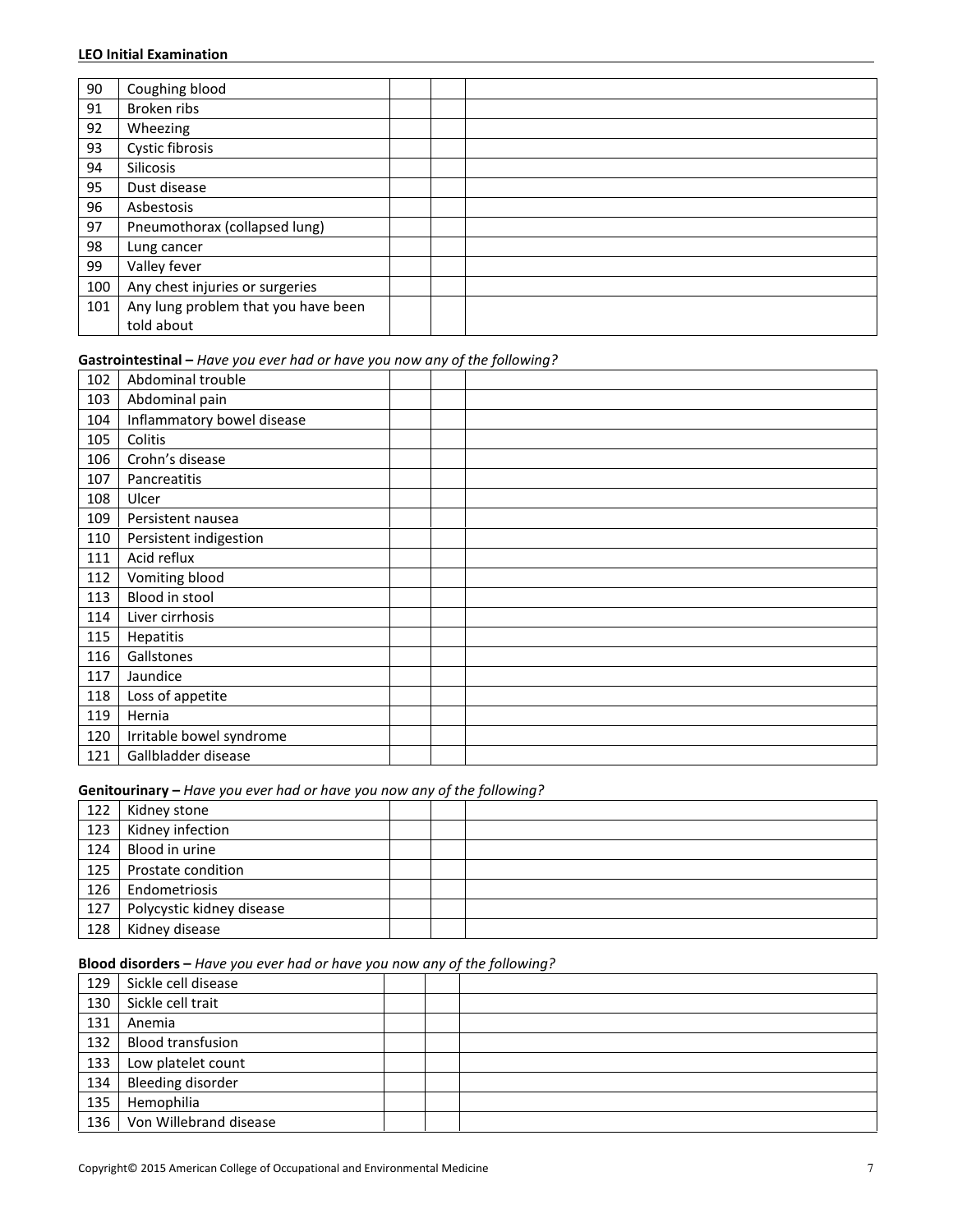| 90 | Coughing blood | | | |
|---|---|---|---|---|
| 91 | Broken ribs | | | |
| 92 | Wheezing | | | |
| 93 | Cystic fibrosis | | | |
| 94 | Silicosis | | | |
| 95 | Dust disease | | | |
| 96 | Asbestosis | | | |
| 97 | Pneumothorax (collapsed lung) | | | |
| 98 | Lung cancer | | | |
| 99 | Valley fever | | | |
| 100 | Any chest injuries or surgeries | | | |
| 101 | Any lung problem that you have been told about | | | |

**Gastrointestinal –** *Have you ever had or have you now any of the following?*

| 102 | Abdominal trouble | | | |
|---|---|---|---|---|
| 103 | Abdominal pain | | | |
| 104 | Inflammatory bowel disease | | | |
| 105 | Colitis | | | |
| 106 | Crohn's disease | | | |
| 107 | Pancreatitis | | | |
| 108 | Ulcer | | | |
| 109 | Persistent nausea | | | |
| 110 | Persistent indigestion | | | |
| 111 | Acid reflux | | | |
| 112 | Vomiting blood | | | |
| 113 | Blood in stool | | | |
| 114 | Liver cirrhosis | | | |
| 115 | Hepatitis | | | |
| 116 | Gallstones | | | |
| 117 | Jaundice | | | |
| 118 | Loss of appetite | | | |
| 119 | Hernia | | | |
| 120 | Irritable bowel syndrome | | | |
| 121 | Gallbladder disease | | | |

**Genitourinary –** *Have you ever had or have you now any of the following?*

| 122 | Kidney stone | | | |
|---|---|---|---|---|
| 123 | Kidney infection | | | |
| 124 | Blood in urine | | | |
| 125 | Prostate condition | | | |
| 126 | Endometriosis | | | |
| 127 | Polycystic kidney disease | | | |
| 128 | Kidney disease | | | |

**Blood disorders –** *Have you ever had or have you now any of the following?*

| 129 | Sickle cell disease | | | |
|---|---|---|---|---|
| 130 | Sickle cell trait | | | |
| 131 | Anemia | | | |
| 132 | Blood transfusion | | | |
| 133 | Low platelet count | | | |
| 134 | Bleeding disorder | | | |
| 135 | Hemophilia | | | |
| 136 | Von Willebrand disease | | | |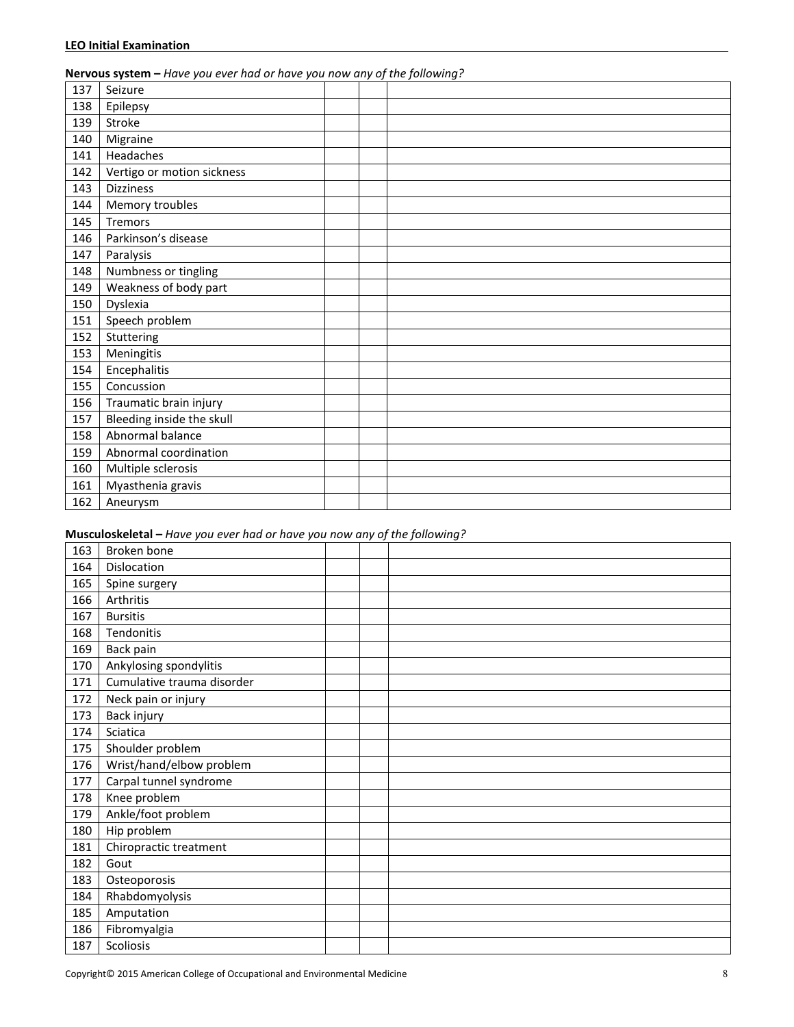**Nervous system –** *Have you ever had or have you now any of the following?*

| | | | | |
|---|---|---|---|---|
| 137 | Seizure | | | |
| 138 | Epilepsy | | | |
| 139 | Stroke | | | |
| 140 | Migraine | | | |
| 141 | Headaches | | | |
| 142 | Vertigo or motion sickness | | | |
| 143 | Dizziness | | | |
| 144 | Memory troubles | | | |
| 145 | Tremors | | | |
| 146 | Parkinson's disease | | | |
| 147 | Paralysis | | | |
| 148 | Numbness or tingling | | | |
| 149 | Weakness of body part | | | |
| 150 | Dyslexia | | | |
| 151 | Speech problem | | | |
| 152 | Stuttering | | | |
| 153 | Meningitis | | | |
| 154 | Encephalitis | | | |
| 155 | Concussion | | | |
| 156 | Traumatic brain injury | | | |
| 157 | Bleeding inside the skull | | | |
| 158 | Abnormal balance | | | |
| 159 | Abnormal coordination | | | |
| 160 | Multiple sclerosis | | | |
| 161 | Myasthenia gravis | | | |
| 162 | Aneurysm | | | |

**Musculoskeletal –** *Have you ever had or have you now any of the following?*

| | | | | |
|---|---|---|---|---|
| 163 | Broken bone | | | |
| 164 | Dislocation | | | |
| 165 | Spine surgery | | | |
| 166 | Arthritis | | | |
| 167 | Bursitis | | | |
| 168 | Tendonitis | | | |
| 169 | Back pain | | | |
| 170 | Ankylosing spondylitis | | | |
| 171 | Cumulative trauma disorder | | | |
| 172 | Neck pain or injury | | | |
| 173 | Back injury | | | |
| 174 | Sciatica | | | |
| 175 | Shoulder problem | | | |
| 176 | Wrist/hand/elbow problem | | | |
| 177 | Carpal tunnel syndrome | | | |
| 178 | Knee problem | | | |
| 179 | Ankle/foot problem | | | |
| 180 | Hip problem | | | |
| 181 | Chiropractic treatment | | | |
| 182 | Gout | | | |
| 183 | Osteoporosis | | | |
| 184 | Rhabdomyolysis | | | |
| 185 | Amputation | | | |
| 186 | Fibromyalgia | | | |
| 187 | Scoliosis | | | |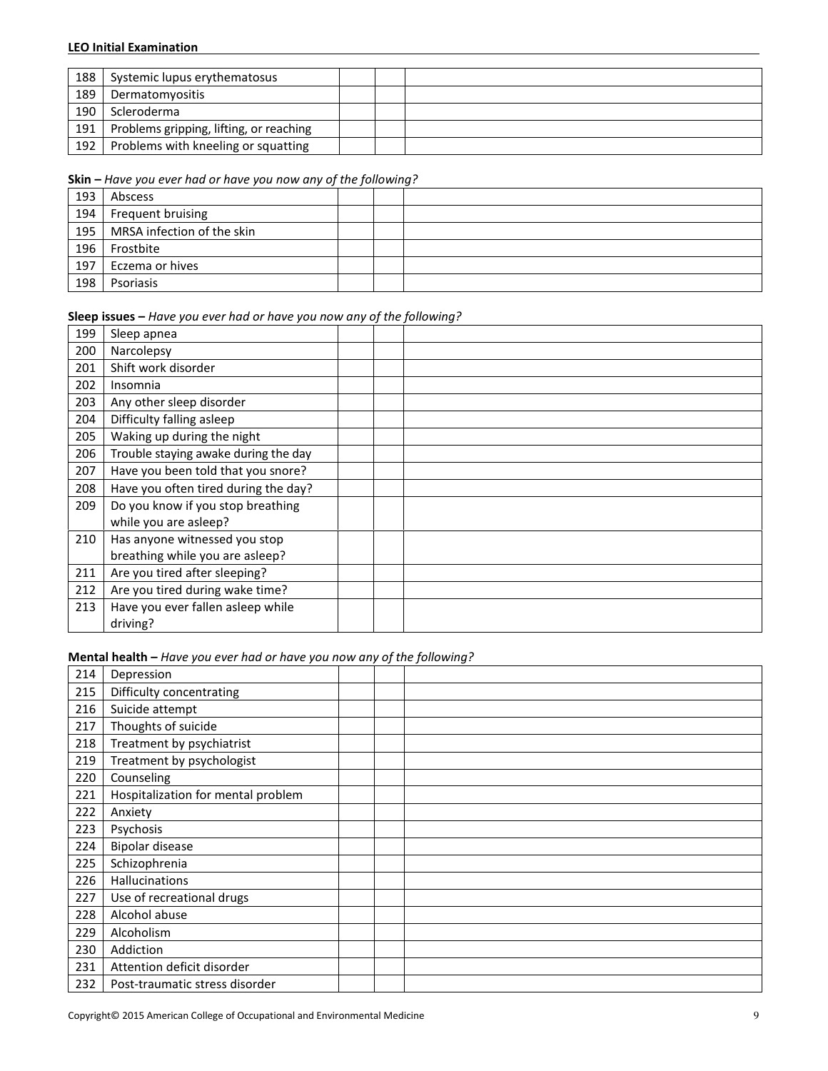| 188 | Systemic lupus erythematosus | | | |
|---|---|---|---|---|
| 189 | Dermatomyositis | | | |
| 190 | Scleroderma | | | |
| 191 | Problems gripping, lifting, or reaching | | | |
| 192 | Problems with kneeling or squatting | | | |

**Skin –** *Have you ever had or have you now any of the following?*

| 193 | Abscess | | | |
|---|---|---|---|---|
| 194 | Frequent bruising | | | |
| 195 | MRSA infection of the skin | | | |
| 196 | Frostbite | | | |
| 197 | Eczema or hives | | | |
| 198 | Psoriasis | | | |

**Sleep issues –** *Have you ever had or have you now any of the following?*

| 199 | Sleep apnea | | | |
|---|---|---|---|---|
| 200 | Narcolepsy | | | |
| 201 | Shift work disorder | | | |
| 202 | Insomnia | | | |
| 203 | Any other sleep disorder | | | |
| 204 | Difficulty falling asleep | | | |
| 205 | Waking up during the night | | | |
| 206 | Trouble staying awake during the day | | | |
| 207 | Have you been told that you snore? | | | |
| 208 | Have you often tired during the day? | | | |
| 209 | Do you know if you stop breathing while you are asleep? | | | |
| 210 | Has anyone witnessed you stop breathing while you are asleep? | | | |
| 211 | Are you tired after sleeping? | | | |
| 212 | Are you tired during wake time? | | | |
| 213 | Have you ever fallen asleep while driving? | | | |

**Mental health –** *Have you ever had or have you now any of the following?*

| 214 | Depression | | | |
|---|---|---|---|---|
| 215 | Difficulty concentrating | | | |
| 216 | Suicide attempt | | | |
| 217 | Thoughts of suicide | | | |
| 218 | Treatment by psychiatrist | | | |
| 219 | Treatment by psychologist | | | |
| 220 | Counseling | | | |
| 221 | Hospitalization for mental problem | | | |
| 222 | Anxiety | | | |
| 223 | Psychosis | | | |
| 224 | Bipolar disease | | | |
| 225 | Schizophrenia | | | |
| 226 | Hallucinations | | | |
| 227 | Use of recreational drugs | | | |
| 228 | Alcohol abuse | | | |
| 229 | Alcoholism | | | |
| 230 | Addiction | | | |
| 231 | Attention deficit disorder | | | |
| 232 | Post-traumatic stress disorder | | | |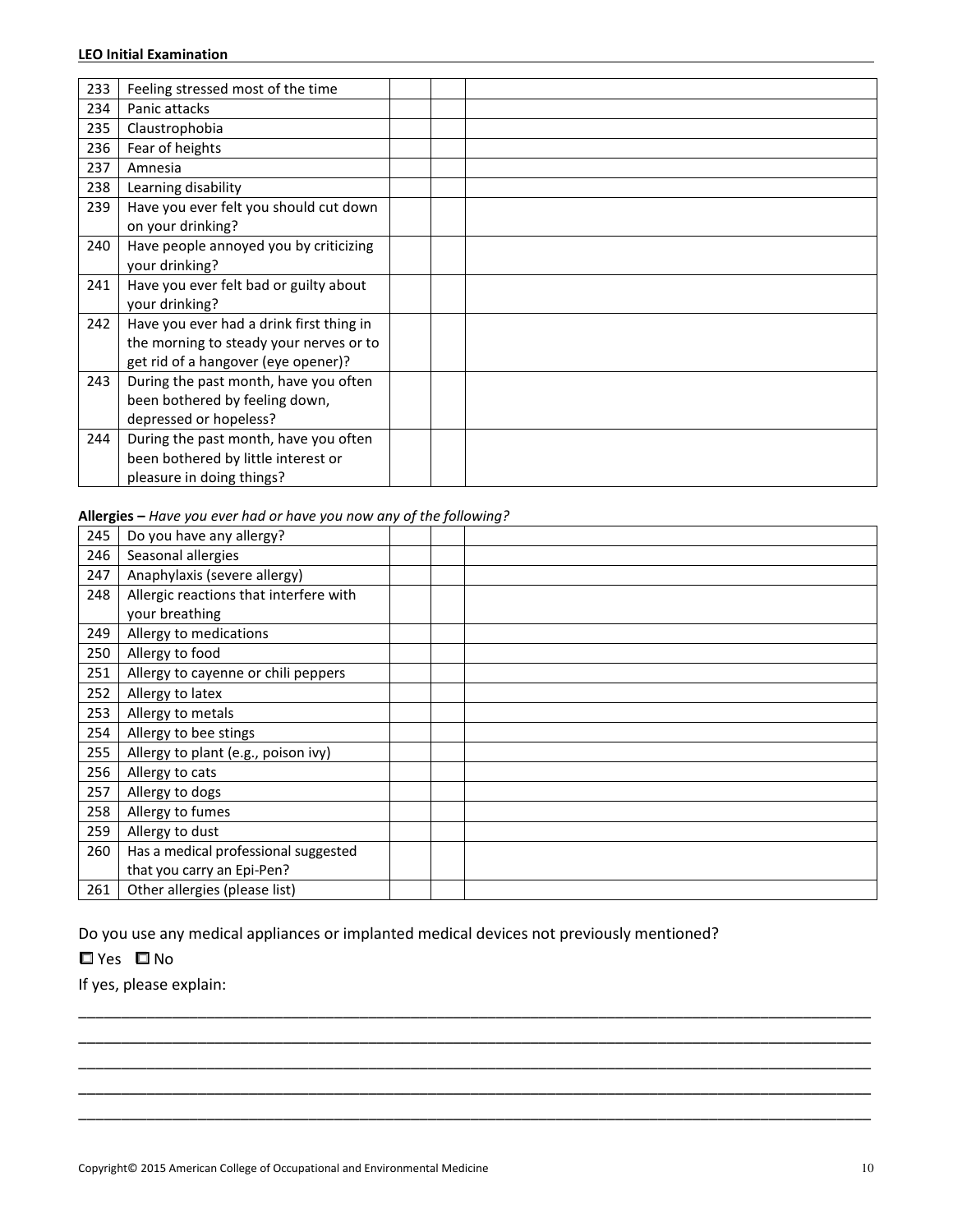| | | | | |
|---|---|---|---|---|
| 233 | Feeling stressed most of the time | | | |
| 234 | Panic attacks | | | |
| 235 | Claustrophobia | | | |
| 236 | Fear of heights | | | |
| 237 | Amnesia | | | |
| 238 | Learning disability | | | |
| 239 | Have you ever felt you should cut down on your drinking? | | | |
| 240 | Have people annoyed you by criticizing your drinking? | | | |
| 241 | Have you ever felt bad or guilty about your drinking? | | | |
| 242 | Have you ever had a drink first thing in the morning to steady your nerves or to get rid of a hangover (eye opener)? | | | |
| 243 | During the past month, have you often been bothered by feeling down, depressed or hopeless? | | | |
| 244 | During the past month, have you often been bothered by little interest or pleasure in doing things? | | | |

**Allergies –** *Have you ever had or have you now any of the following?*

| | | | | |
|---|---|---|---|---|
| 245 | Do you have any allergy? | | | |
| 246 | Seasonal allergies | | | |
| 247 | Anaphylaxis (severe allergy) | | | |
| 248 | Allergic reactions that interfere with your breathing | | | |
| 249 | Allergy to medications | | | |
| 250 | Allergy to food | | | |
| 251 | Allergy to cayenne or chili peppers | | | |
| 252 | Allergy to latex | | | |
| 253 | Allergy to metals | | | |
| 254 | Allergy to bee stings | | | |
| 255 | Allergy to plant (e.g., poison ivy) | | | |
| 256 | Allergy to cats | | | |
| 257 | Allergy to dogs | | | |
| 258 | Allergy to fumes | | | |
| 259 | Allergy to dust | | | |
| 260 | Has a medical professional suggested that you carry an Epi-Pen? | | | |
| 261 | Other allergies (please list) | | | |

Do you use any medical appliances or implanted medical devices not previously mentioned?

☐ Yes ☐ No

If yes, please explain:

______________________________________________________________________________

______________________________________________________________________________

______________________________________________________________________________

______________________________________________________________________________

______________________________________________________________________________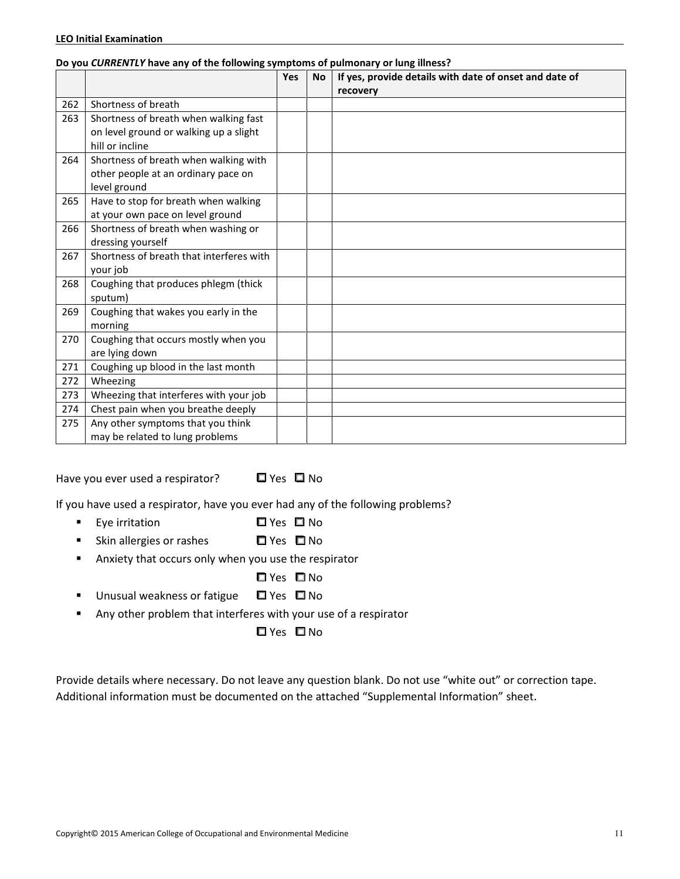**Do you *CURRENTLY* have any of the following symptoms of pulmonary or lung illness?**

| | | Yes | No | If yes, provide details with date of onset and date of recovery |
|---|---|---|---|---|
| 262 | Shortness of breath | | | |
| 263 | Shortness of breath when walking fast on level ground or walking up a slight hill or incline | | | |
| 264 | Shortness of breath when walking with other people at an ordinary pace on level ground | | | |
| 265 | Have to stop for breath when walking at your own pace on level ground | | | |
| 266 | Shortness of breath when washing or dressing yourself | | | |
| 267 | Shortness of breath that interferes with your job | | | |
| 268 | Coughing that produces phlegm (thick sputum) | | | |
| 269 | Coughing that wakes you early in the morning | | | |
| 270 | Coughing that occurs mostly when you are lying down | | | |
| 271 | Coughing up blood in the last month | | | |
| 272 | Wheezing | | | |
| 273 | Wheezing that interferes with your job | | | |
| 274 | Chest pain when you breathe deeply | | | |
| 275 | Any other symptoms that you think may be related to lung problems | | | |

Have you ever used a respirator? ☐ Yes ☐ No

If you have used a respirator, have you ever had any of the following problems?

- Eye irritation ☐ Yes ☐ No
- Skin allergies or rashes ☐ Yes ☐ No
- Anxiety that occurs only when you use the respirator ☐ Yes ☐ No
- Unusual weakness or fatigue ☐ Yes ☐ No
- Any other problem that interferes with your use of a respirator ☐ Yes ☐ No

Provide details where necessary. Do not leave any question blank. Do not use "white out" or correction tape. Additional information must be documented on the attached "Supplemental Information" sheet.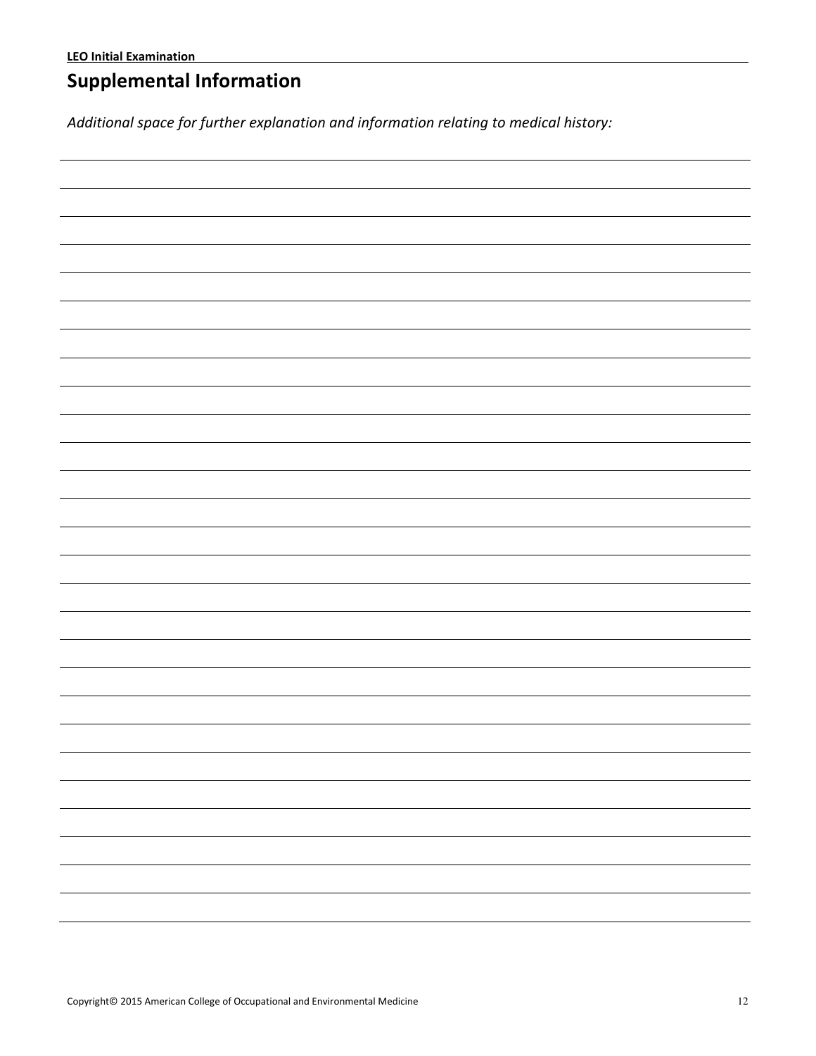## Supplemental Information

*Additional space for further explanation and information relating to medical history:*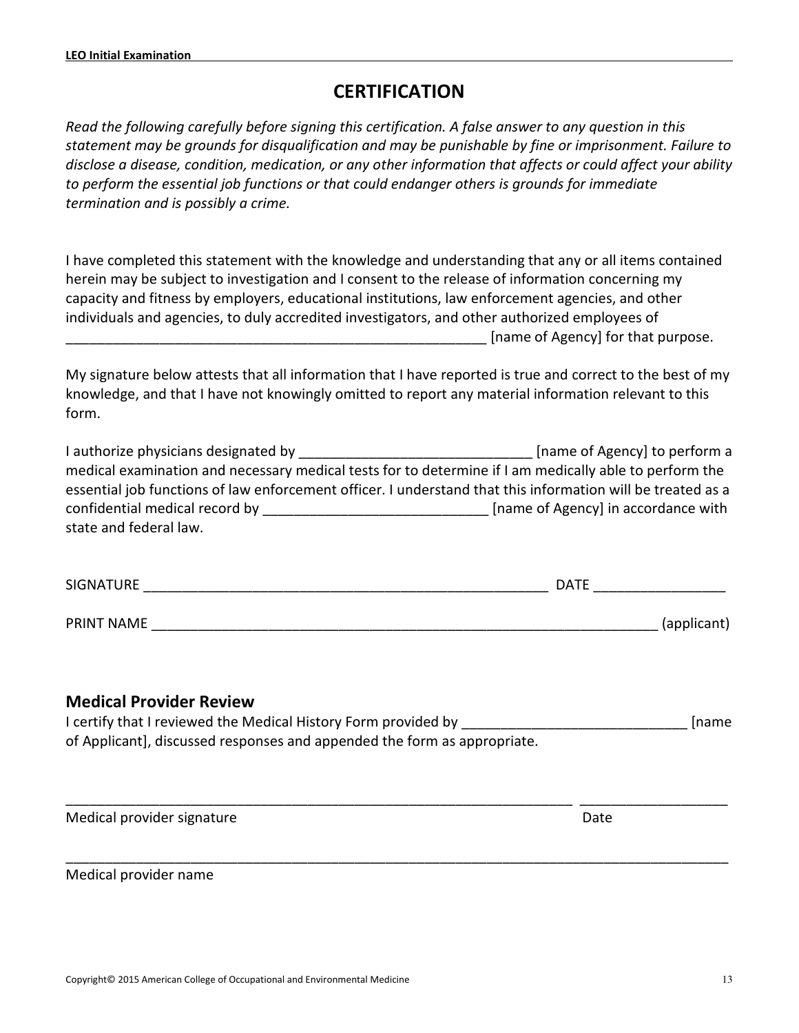# CERTIFICATION

*Read the following carefully before signing this certification. A false answer to any question in this statement may be grounds for disqualification and may be punishable by fine or imprisonment. Failure to disclose a disease, condition, medication, or any other information that affects or could affect your ability to perform the essential job functions or that could endanger others is grounds for immediate termination and is possibly a crime.*

I have completed this statement with the knowledge and understanding that any or all items contained herein may be subject to investigation and I consent to the release of information concerning my capacity and fitness by employers, educational institutions, law enforcement agencies, and other individuals and agencies, to duly accredited investigators, and other authorized employees of _______________________________________________________ [name of Agency] for that purpose.

My signature below attests that all information that I have reported is true and correct to the best of my knowledge, and that I have not knowingly omitted to report any material information relevant to this form.

I authorize physicians designated by ______________________________ [name of Agency] to perform a medical examination and necessary medical tests for to determine if I am medically able to perform the essential job functions of law enforcement officer. I understand that this information will be treated as a confidential medical record by ____________________________ [name of Agency] in accordance with state and federal law.

SIGNATURE ____________________________________________________ DATE ________________

PRINT NAME _________________________________________________________________ (applicant)

## Medical Provider Review

I certify that I reviewed the Medical History Form provided by ____________________________ [name of Applicant], discussed responses and appended the form as appropriate.

__________________________________________________________________ __________________

Medical provider signature Date

_______________________________________________________________________________________

Medical provider name

Copyright© 2015 American College of Occupational and Environmental Medicine